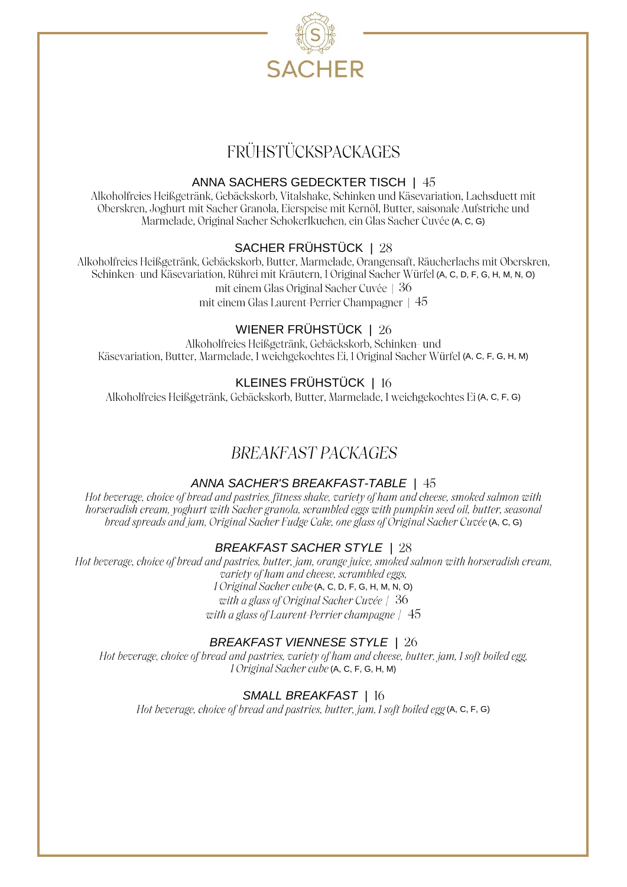SACHER

# FRÜHSTÜCKSPACKAGES

### ANNA SACHERS GEDECKTER TISCH | 45

Alkoholfreies Heißgetränk, Gebäckskorb, Vitalshake, Schinken und Käsevariation, Lachsduett mit Oberskren, Joghurt mit Sacher Granola, Eierspeise mit Kernöl, Butter, saisonale Aufstriche und Marmelade, Original Sacher Schokerlkuchen, ein Glas Sacher Cuvée (A, C, G)

### SACHER FRÜHSTÜCK | 28

Alkoholfreies Heißgetränk, Gebäckskorb, Butter, Marmelade, Orangensaft, Räucherlachs mit Oberskren, Schinken- und Käsevariation, Rührei mit Kräutern, 1 Original Sacher Würfel (A, C, D, F, G, H, M, N, O)

mit einem Glas Original Sacher Cuvée | 36

mit einem Glas Laurent-Perrier Champagner | 45

### WIENER FRÜHSTÜCK | 26

Alkoholfreies Heißgetränk, Gebäckskorb, Schinken- und Käsevariation, Butter, Marmelade, 1 weichgekochtes Ei, 1 Original Sacher Würfel (A, C, F, G, H, M)

### KLEINES FRÜHSTÜCK | 16

Alkoholfreies Heißgetränk, Gebäckskorb, Butter, Marmelade, 1 weichgekochtes Ei (A, C, F, G)

# *BREAKFAST PACKAGES*

### *ANNA SACHER'S BREAKFAST-TABLE* | 45

*Hot beverage, choice of bread and pastries, fitness shake, variety of ham and cheese, smoked salmon with horseradish cream, yoghurt with Sacher granola, scrambled eggs with pumpkin seed oil, butter, seasonal bread spreads and jam, Original Sacher Fudge Cake, one glass of Original Sacher Cuvée* (A, C, G)

### *BREAKFAST SACHER STYLE* | 28

*Hot beverage, choice of bread and pastries, butter, jam, orange juice, smoked salmon with horseradish cream, variety of ham and cheese, scrambled eggs, 1 Original Sacher cube* (A, C, D, F, G, H, M, N, O)

*with a glass of Original Sacher Cuvée* | 36

*with a glass of Laurent-Perrier champagne* | 45

### *BREAKFAST VIENNESE STYLE* | 26

*Hot beverage, choice of bread and pastries, variety of ham and cheese, butter, jam, 1 soft boiled egg, 1 Original Sacher cube* (A, C, F, G, H, M)

### *SMALL BREAKFAST* | 16

*Hot beverage, choice of bread and pastries, butter, jam, 1 soft boiled egg* (A, C, F, G)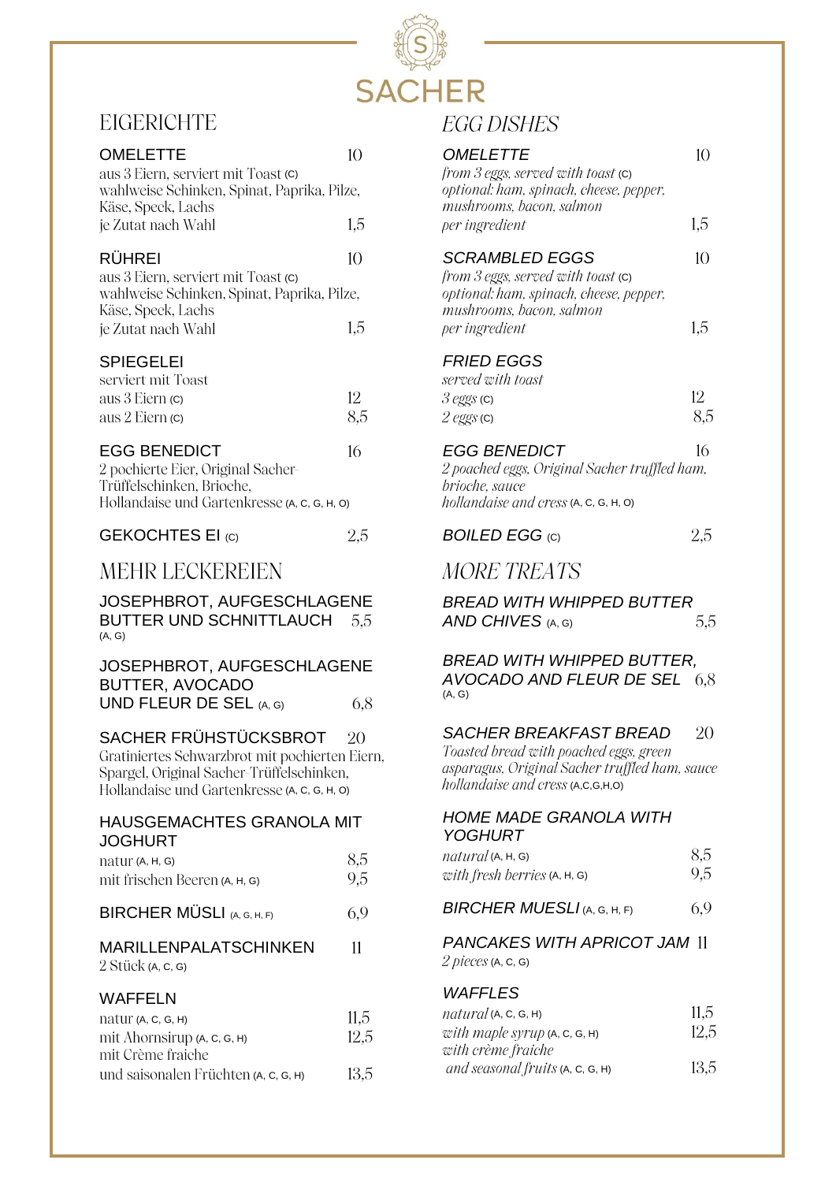# SACHER

## EIGERICHTE

**OMELETTE** 10
aus 3 Eiern, serviert mit Toast (C)
wahlweise Schinken, Spinat, Paprika, Pilze, Käse, Speck, Lachs
je Zutat nach Wahl 1,5

**RÜHREI** 10
aus 3 Eiern, serviert mit Toast (C)
wahlweise Schinken, Spinat, Paprika, Pilze, Käse, Speck, Lachs
je Zutat nach Wahl 1,5

**SPIEGELEI**
serviert mit Toast
aus 3 Eiern (C) 12
aus 2 Eiern (C) 8,5

**EGG BENEDICT** 16
2 pochierte Eier, Original Sacher-Trüffelschinken, Brioche, Hollandaise und Gartenkresse (A, C, G, H, O)

**GEKOCHTES EI** (C) 2,5

## MEHR LECKEREIEN

**JOSEPHBROT, AUFGESCHLAGENE BUTTER UND SCHNITTLAUCH** 5,5
(A, G)

**JOSEPHBROT, AUFGESCHLAGENE BUTTER, AVOCADO UND FLEUR DE SEL** (A, G) 6,8

**SACHER FRÜHSTÜCKSBROT** 20
Gratiniertes Schwarzbrot mit pochierten Eiern, Spargel, Original Sacher-Trüffelschinken, Hollandaise und Gartenkresse (A, C, G, H, O)

**HAUSGEMACHTES GRANOLA MIT JOGHURT**
natur (A, H, G) 8,5
mit frischen Beeren (A, H, G) 9,5

**BIRCHER MÜSLI** (A, G, H, F) 6,9

**MARILLENPALATSCHINKEN** 11
2 Stück (A, C, G)

**WAFFELN**
natur (A, C, G, H) 11,5
mit Ahornsirup (A, C, G, H) 12,5
mit Crème fraîche und saisonalen Früchten (A, C, G, H) 13,5

## *EGG DISHES*

***OMELETTE*** 10
*from 3 eggs, served with toast* (C)
*optional: ham, spinach, cheese, pepper, mushrooms, bacon, salmon*
*per ingredient* 1,5

***SCRAMBLED EGGS*** 10
*from 3 eggs, served with toast* (C)
*optional: ham, spinach, cheese, pepper, mushrooms, bacon, salmon*
*per ingredient* 1,5

***FRIED EGGS***
*served with toast*
*3 eggs* (C) 12
*2 eggs* (C) 8,5

***EGG BENEDICT*** 16
*2 poached eggs, Original Sacher truffled ham, brioche, sauce hollandaise and cress* (A, C, G, H, O)

***BOILED EGG*** (C) 2,5

## *MORE TREATS*

***BREAD WITH WHIPPED BUTTER AND CHIVES*** (A, G) 5,5

***BREAD WITH WHIPPED BUTTER, AVOCADO AND FLEUR DE SEL*** 6,8
(A, G)

***SACHER BREAKFAST BREAD*** 20
*Toasted bread with poached eggs, green asparagus, Original Sacher truffled ham, sauce hollandaise and cress* (A,C,G,H,O)

***HOME MADE GRANOLA WITH YOGHURT***
*natural* (A, H, G) 8,5
*with fresh berries* (A, H, G) 9,5

***BIRCHER MUESLI*** (A, G, H, F) 6,9

***PANCAKES WITH APRICOT JAM*** 11
*2 pieces* (A, C, G)

***WAFFLES***
*natural* (A, C, G, H) 11,5
*with maple syrup* (A, C, G, H) 12,5
*with crème fraiche and seasonal fruits* (A, C, G, H) 13,5